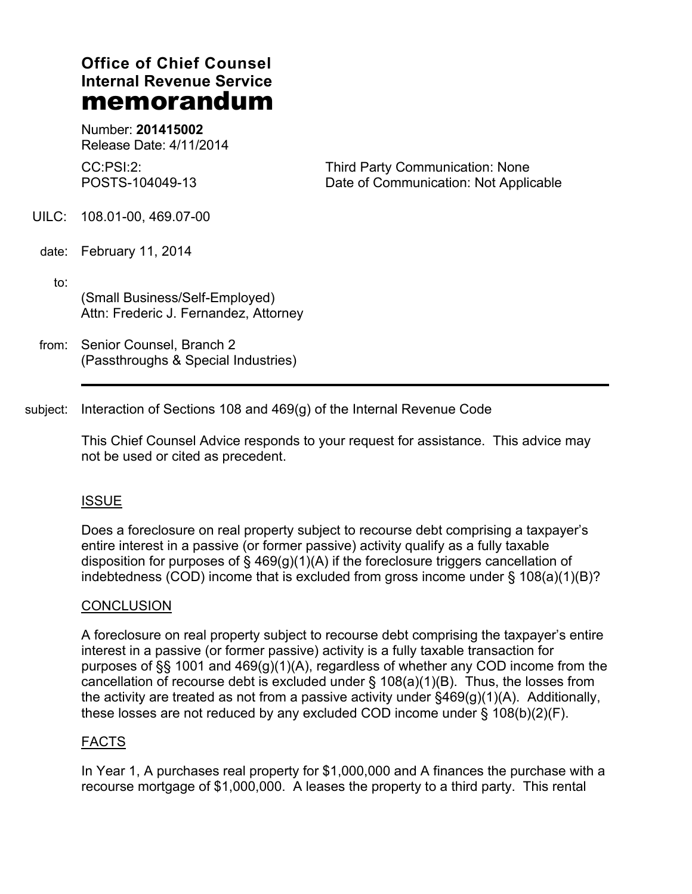# Office of Chief Counsel
# Internal Revenue Service
# memorandum

Number: **201415002**
Release Date: 4/11/2014

CC:PSI:2:
POSTS-104049-13

Third Party Communication: None
Date of Communication: Not Applicable

UILC: 108.01-00, 469.07-00

date: February 11, 2014

to:
(Small Business/Self-Employed)
Attn: Frederic J. Fernandez, Attorney

from: Senior Counsel, Branch 2
(Passthroughs & Special Industries)

---

subject: Interaction of Sections 108 and 469(g) of the Internal Revenue Code

This Chief Counsel Advice responds to your request for assistance. This advice may not be used or cited as precedent.

## ISSUE

Does a foreclosure on real property subject to recourse debt comprising a taxpayer's entire interest in a passive (or former passive) activity qualify as a fully taxable disposition for purposes of § 469(g)(1)(A) if the foreclosure triggers cancellation of indebtedness (COD) income that is excluded from gross income under § 108(a)(1)(B)?

## CONCLUSION

A foreclosure on real property subject to recourse debt comprising the taxpayer's entire interest in a passive (or former passive) activity is a fully taxable transaction for purposes of §§ 1001 and 469(g)(1)(A), regardless of whether any COD income from the cancellation of recourse debt is excluded under § 108(a)(1)(B). Thus, the losses from the activity are treated as not from a passive activity under §469(g)(1)(A). Additionally, these losses are not reduced by any excluded COD income under § 108(b)(2)(F).

## FACTS

In Year 1, A purchases real property for $1,000,000 and A finances the purchase with a recourse mortgage of $1,000,000. A leases the property to a third party. This rental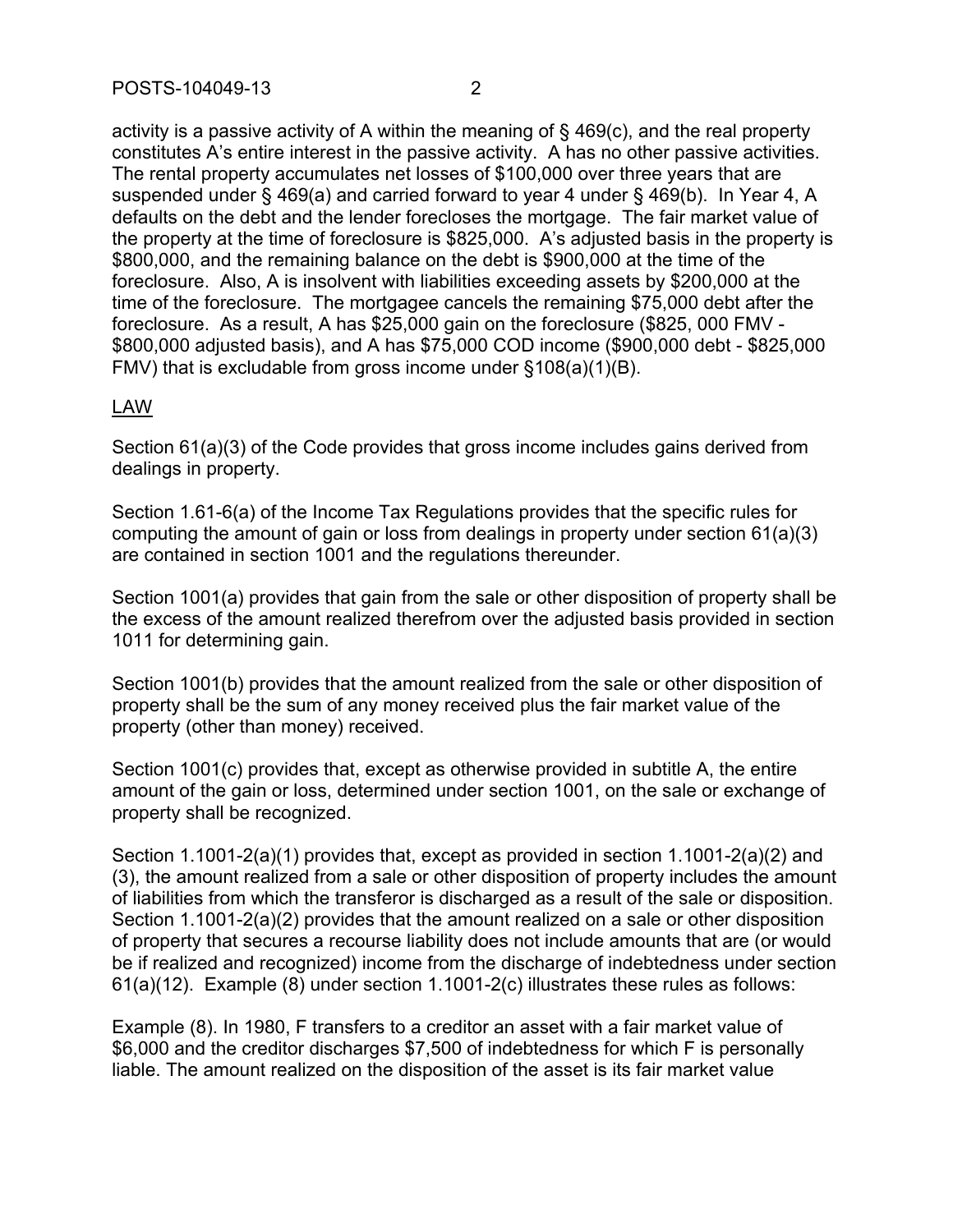activity is a passive activity of A within the meaning of § 469(c), and the real property constitutes A's entire interest in the passive activity. A has no other passive activities. The rental property accumulates net losses of $100,000 over three years that are suspended under § 469(a) and carried forward to year 4 under § 469(b). In Year 4, A defaults on the debt and the lender forecloses the mortgage. The fair market value of the property at the time of foreclosure is $825,000. A's adjusted basis in the property is $800,000, and the remaining balance on the debt is $900,000 at the time of the foreclosure. Also, A is insolvent with liabilities exceeding assets by $200,000 at the time of the foreclosure. The mortgagee cancels the remaining $75,000 debt after the foreclosure. As a result, A has $25,000 gain on the foreclosure ($825, 000 FMV - $800,000 adjusted basis), and A has $75,000 COD income ($900,000 debt - $825,000 FMV) that is excludable from gross income under §108(a)(1)(B).

<u>LAW</u>

Section 61(a)(3) of the Code provides that gross income includes gains derived from dealings in property.

Section 1.61-6(a) of the Income Tax Regulations provides that the specific rules for computing the amount of gain or loss from dealings in property under section 61(a)(3) are contained in section 1001 and the regulations thereunder.

Section 1001(a) provides that gain from the sale or other disposition of property shall be the excess of the amount realized therefrom over the adjusted basis provided in section 1011 for determining gain.

Section 1001(b) provides that the amount realized from the sale or other disposition of property shall be the sum of any money received plus the fair market value of the property (other than money) received.

Section 1001(c) provides that, except as otherwise provided in subtitle A, the entire amount of the gain or loss, determined under section 1001, on the sale or exchange of property shall be recognized.

Section 1.1001-2(a)(1) provides that, except as provided in section 1.1001-2(a)(2) and (3), the amount realized from a sale or other disposition of property includes the amount of liabilities from which the transferor is discharged as a result of the sale or disposition. Section 1.1001-2(a)(2) provides that the amount realized on a sale or other disposition of property that secures a recourse liability does not include amounts that are (or would be if realized and recognized) income from the discharge of indebtedness under section 61(a)(12). Example (8) under section 1.1001-2(c) illustrates these rules as follows:

Example (8). In 1980, F transfers to a creditor an asset with a fair market value of $6,000 and the creditor discharges $7,500 of indebtedness for which F is personally liable. The amount realized on the disposition of the asset is its fair market value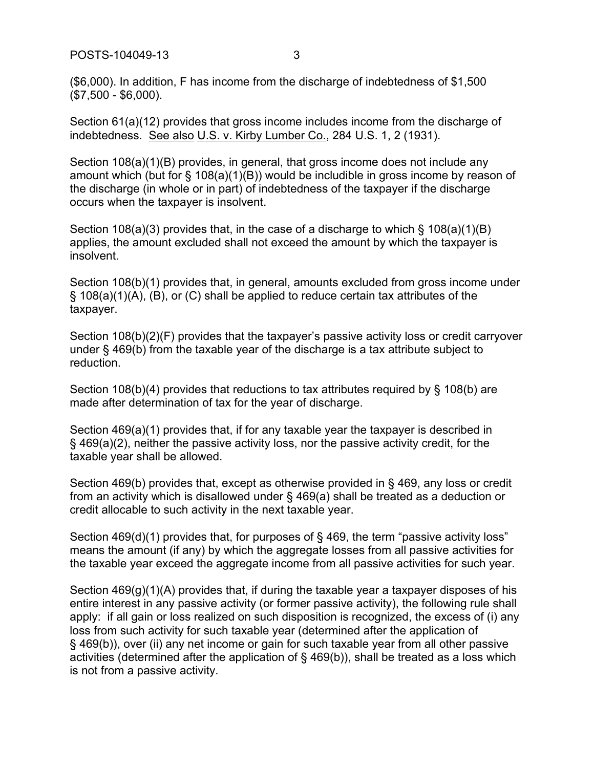($6,000). In addition, F has income from the discharge of indebtedness of $1,500 ($7,500 - $6,000).

Section 61(a)(12) provides that gross income includes income from the discharge of indebtedness. See also U.S. v. Kirby Lumber Co., 284 U.S. 1, 2 (1931).

Section 108(a)(1)(B) provides, in general, that gross income does not include any amount which (but for § 108(a)(1)(B)) would be includible in gross income by reason of the discharge (in whole or in part) of indebtedness of the taxpayer if the discharge occurs when the taxpayer is insolvent.

Section 108(a)(3) provides that, in the case of a discharge to which § 108(a)(1)(B) applies, the amount excluded shall not exceed the amount by which the taxpayer is insolvent.

Section 108(b)(1) provides that, in general, amounts excluded from gross income under § 108(a)(1)(A), (B), or (C) shall be applied to reduce certain tax attributes of the taxpayer.

Section 108(b)(2)(F) provides that the taxpayer's passive activity loss or credit carryover under § 469(b) from the taxable year of the discharge is a tax attribute subject to reduction.

Section 108(b)(4) provides that reductions to tax attributes required by § 108(b) are made after determination of tax for the year of discharge.

Section 469(a)(1) provides that, if for any taxable year the taxpayer is described in § 469(a)(2), neither the passive activity loss, nor the passive activity credit, for the taxable year shall be allowed.

Section 469(b) provides that, except as otherwise provided in § 469, any loss or credit from an activity which is disallowed under § 469(a) shall be treated as a deduction or credit allocable to such activity in the next taxable year.

Section 469(d)(1) provides that, for purposes of § 469, the term "passive activity loss" means the amount (if any) by which the aggregate losses from all passive activities for the taxable year exceed the aggregate income from all passive activities for such year.

Section 469(g)(1)(A) provides that, if during the taxable year a taxpayer disposes of his entire interest in any passive activity (or former passive activity), the following rule shall apply: if all gain or loss realized on such disposition is recognized, the excess of (i) any loss from such activity for such taxable year (determined after the application of § 469(b)), over (ii) any net income or gain for such taxable year from all other passive activities (determined after the application of § 469(b)), shall be treated as a loss which is not from a passive activity.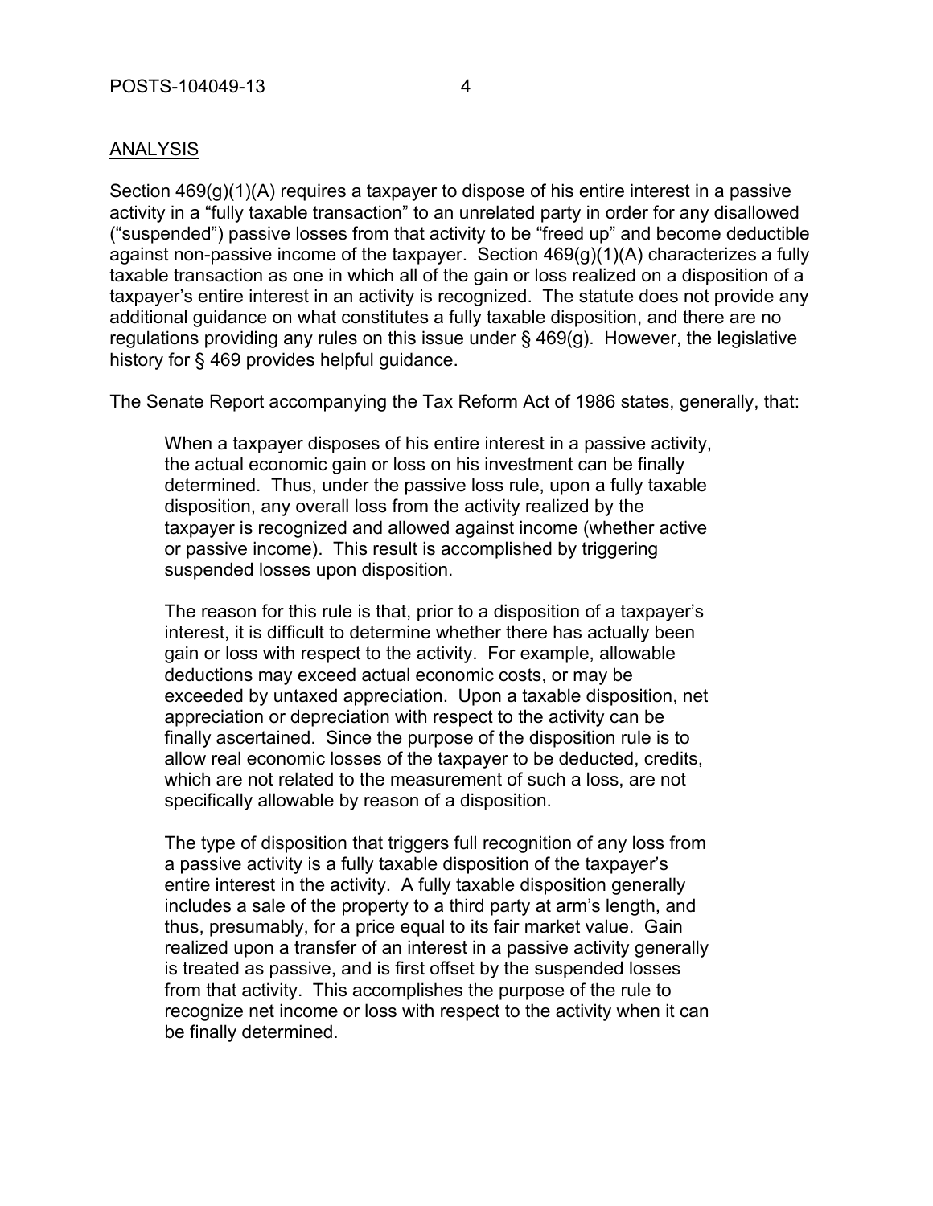ANALYSIS

Section 469(g)(1)(A) requires a taxpayer to dispose of his entire interest in a passive activity in a "fully taxable transaction" to an unrelated party in order for any disallowed ("suspended") passive losses from that activity to be "freed up" and become deductible against non-passive income of the taxpayer. Section 469(g)(1)(A) characterizes a fully taxable transaction as one in which all of the gain or loss realized on a disposition of a taxpayer's entire interest in an activity is recognized. The statute does not provide any additional guidance on what constitutes a fully taxable disposition, and there are no regulations providing any rules on this issue under § 469(g). However, the legislative history for § 469 provides helpful guidance.

The Senate Report accompanying the Tax Reform Act of 1986 states, generally, that:

> When a taxpayer disposes of his entire interest in a passive activity, the actual economic gain or loss on his investment can be finally determined. Thus, under the passive loss rule, upon a fully taxable disposition, any overall loss from the activity realized by the taxpayer is recognized and allowed against income (whether active or passive income). This result is accomplished by triggering suspended losses upon disposition.
>
> The reason for this rule is that, prior to a disposition of a taxpayer's interest, it is difficult to determine whether there has actually been gain or loss with respect to the activity. For example, allowable deductions may exceed actual economic costs, or may be exceeded by untaxed appreciation. Upon a taxable disposition, net appreciation or depreciation with respect to the activity can be finally ascertained. Since the purpose of the disposition rule is to allow real economic losses of the taxpayer to be deducted, credits, which are not related to the measurement of such a loss, are not specifically allowable by reason of a disposition.
>
> The type of disposition that triggers full recognition of any loss from a passive activity is a fully taxable disposition of the taxpayer's entire interest in the activity. A fully taxable disposition generally includes a sale of the property to a third party at arm's length, and thus, presumably, for a price equal to its fair market value. Gain realized upon a transfer of an interest in a passive activity generally is treated as passive, and is first offset by the suspended losses from that activity. This accomplishes the purpose of the rule to recognize net income or loss with respect to the activity when it can be finally determined.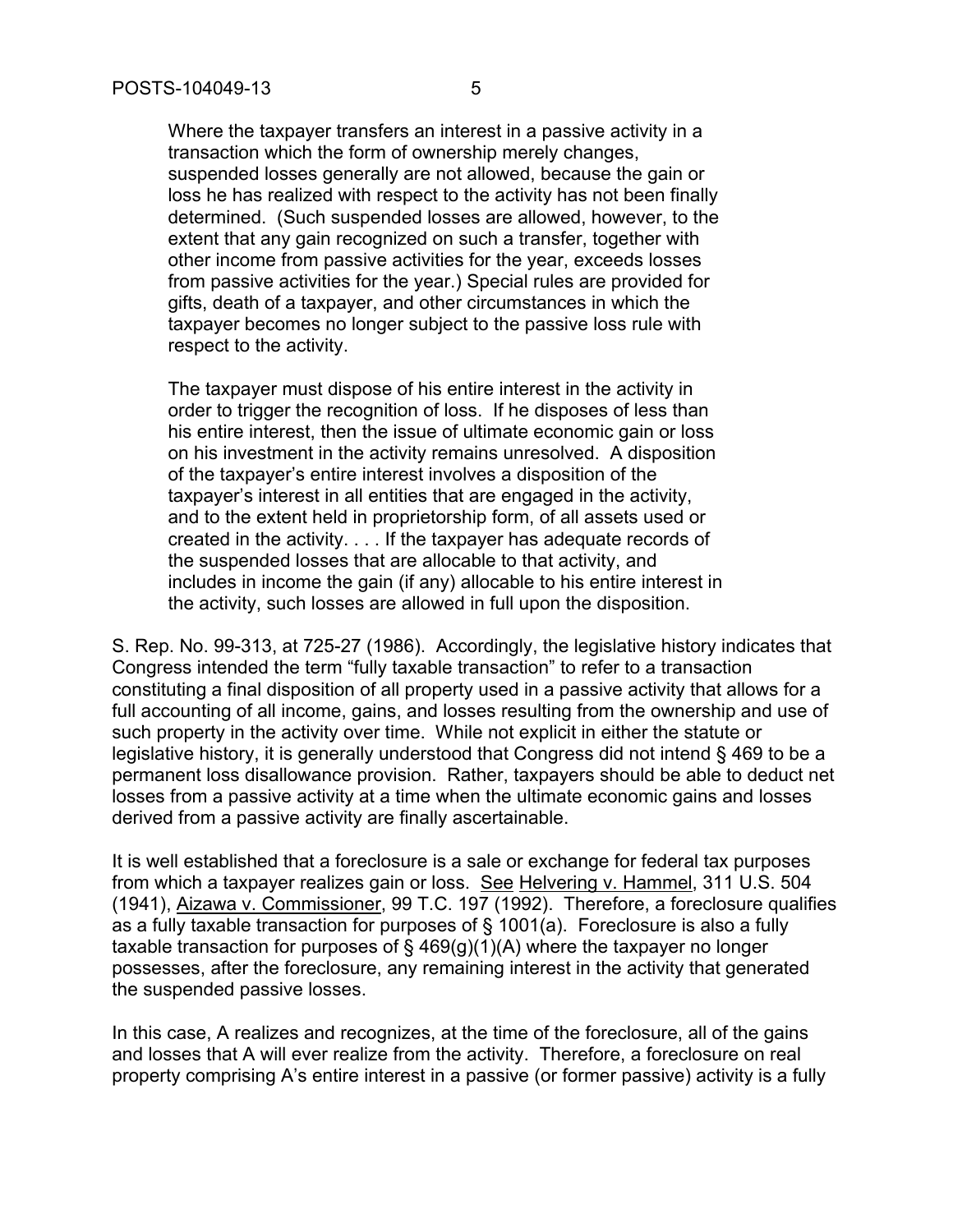> Where the taxpayer transfers an interest in a passive activity in a transaction which the form of ownership merely changes, suspended losses generally are not allowed, because the gain or loss he has realized with respect to the activity has not been finally determined. (Such suspended losses are allowed, however, to the extent that any gain recognized on such a transfer, together with other income from passive activities for the year, exceeds losses from passive activities for the year.) Special rules are provided for gifts, death of a taxpayer, and other circumstances in which the taxpayer becomes no longer subject to the passive loss rule with respect to the activity.
>
> The taxpayer must dispose of his entire interest in the activity in order to trigger the recognition of loss. If he disposes of less than his entire interest, then the issue of ultimate economic gain or loss on his investment in the activity remains unresolved. A disposition of the taxpayer's entire interest involves a disposition of the taxpayer's interest in all entities that are engaged in the activity, and to the extent held in proprietorship form, of all assets used or created in the activity. . . . If the taxpayer has adequate records of the suspended losses that are allocable to that activity, and includes in income the gain (if any) allocable to his entire interest in the activity, such losses are allowed in full upon the disposition.

S. Rep. No. 99-313, at 725-27 (1986). Accordingly, the legislative history indicates that Congress intended the term "fully taxable transaction" to refer to a transaction constituting a final disposition of all property used in a passive activity that allows for a full accounting of all income, gains, and losses resulting from the ownership and use of such property in the activity over time. While not explicit in either the statute or legislative history, it is generally understood that Congress did not intend § 469 to be a permanent loss disallowance provision. Rather, taxpayers should be able to deduct net losses from a passive activity at a time when the ultimate economic gains and losses derived from a passive activity are finally ascertainable.

It is well established that a foreclosure is a sale or exchange for federal tax purposes from which a taxpayer realizes gain or loss. See Helvering v. Hammel, 311 U.S. 504 (1941), Aizawa v. Commissioner, 99 T.C. 197 (1992). Therefore, a foreclosure qualifies as a fully taxable transaction for purposes of § 1001(a). Foreclosure is also a fully taxable transaction for purposes of § 469(g)(1)(A) where the taxpayer no longer possesses, after the foreclosure, any remaining interest in the activity that generated the suspended passive losses.

In this case, A realizes and recognizes, at the time of the foreclosure, all of the gains and losses that A will ever realize from the activity. Therefore, a foreclosure on real property comprising A's entire interest in a passive (or former passive) activity is a fully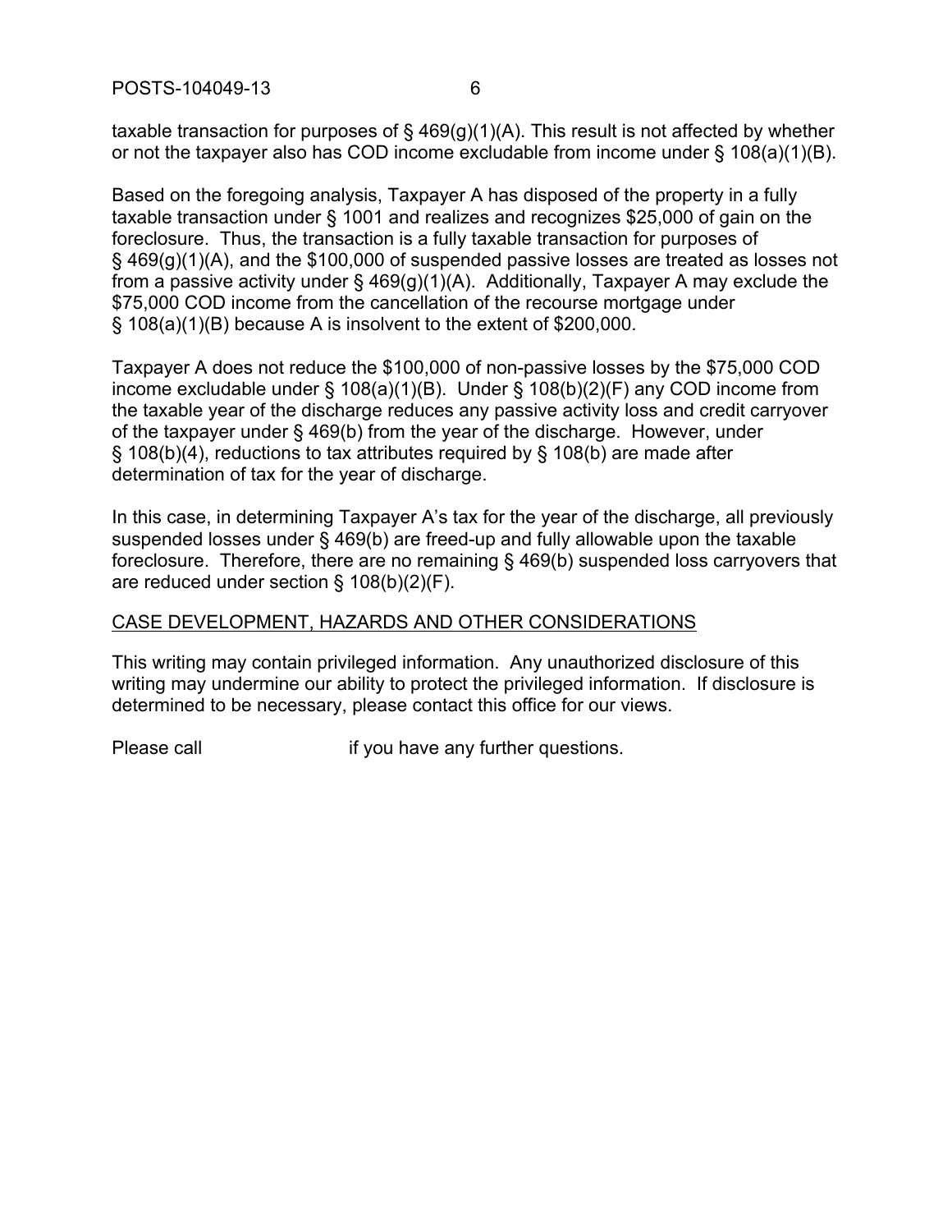taxable transaction for purposes of § 469(g)(1)(A). This result is not affected by whether or not the taxpayer also has COD income excludable from income under § 108(a)(1)(B).

Based on the foregoing analysis, Taxpayer A has disposed of the property in a fully taxable transaction under § 1001 and realizes and recognizes $25,000 of gain on the foreclosure. Thus, the transaction is a fully taxable transaction for purposes of § 469(g)(1)(A), and the $100,000 of suspended passive losses are treated as losses not from a passive activity under § 469(g)(1)(A). Additionally, Taxpayer A may exclude the $75,000 COD income from the cancellation of the recourse mortgage under § 108(a)(1)(B) because A is insolvent to the extent of $200,000.

Taxpayer A does not reduce the $100,000 of non-passive losses by the $75,000 COD income excludable under § 108(a)(1)(B). Under § 108(b)(2)(F) any COD income from the taxable year of the discharge reduces any passive activity loss and credit carryover of the taxpayer under § 469(b) from the year of the discharge. However, under § 108(b)(4), reductions to tax attributes required by § 108(b) are made after determination of tax for the year of discharge.

In this case, in determining Taxpayer A's tax for the year of the discharge, all previously suspended losses under § 469(b) are freed-up and fully allowable upon the taxable foreclosure. Therefore, there are no remaining § 469(b) suspended loss carryovers that are reduced under section § 108(b)(2)(F).

## CASE DEVELOPMENT, HAZARDS AND OTHER CONSIDERATIONS

This writing may contain privileged information. Any unauthorized disclosure of this writing may undermine our ability to protect the privileged information. If disclosure is determined to be necessary, please contact this office for our views.

Please call if you have any further questions.